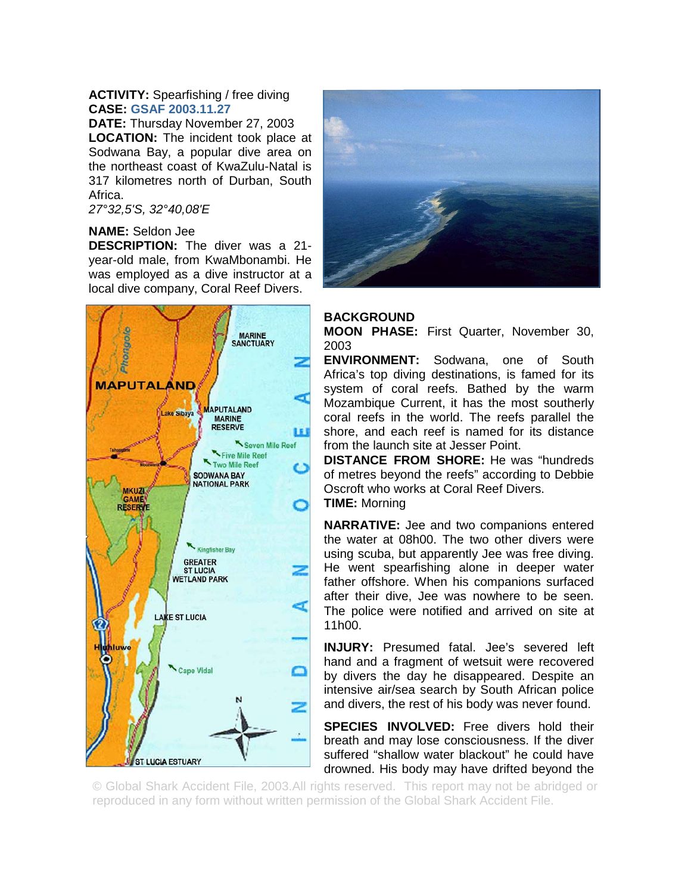**ACTIVITY:** Spearfishing / free diving
**CASE:** GSAF 2003.11.27
**DATE:** Thursday November 27, 2003
**LOCATION:** The incident took place at Sodwana Bay, a popular dive area on the northeast coast of KwaZulu-Natal is 317 kilometres north of Durban, South Africa.
*27°32,5'S, 32°40,08'E*

**NAME:** Seldon Jee
**DESCRIPTION:** The diver was a 21-year-old male, from KwaMbonambi. He was employed as a dive instructor at a local dive company, Coral Reef Divers.

**BACKGROUND**
**MOON PHASE:** First Quarter, November 30, 2003
**ENVIRONMENT:** Sodwana, one of South Africa's top diving destinations, is famed for its system of coral reefs. Bathed by the warm Mozambique Current, it has the most southerly coral reefs in the world. The reefs parallel the shore, and each reef is named for its distance from the launch site at Jesser Point.
**DISTANCE FROM SHORE:** He was "hundreds of metres beyond the reefs" according to Debbie Oscroft who works at Coral Reef Divers.
**TIME:** Morning

**NARRATIVE:** Jee and two companions entered the water at 08h00. The two other divers were using scuba, but apparently Jee was free diving. He went spearfishing alone in deeper water father offshore. When his companions surfaced after their dive, Jee was nowhere to be seen. The police were notified and arrived on site at 11h00.

**INJURY:** Presumed fatal. Jee's severed left hand and a fragment of wetsuit were recovered by divers the day he disappeared. Despite an intensive air/sea search by South African police and divers, the rest of his body was never found.

**SPECIES INVOLVED:** Free divers hold their breath and may lose consciousness. If the diver suffered "shallow water blackout" he could have drowned. His body may have drifted beyond the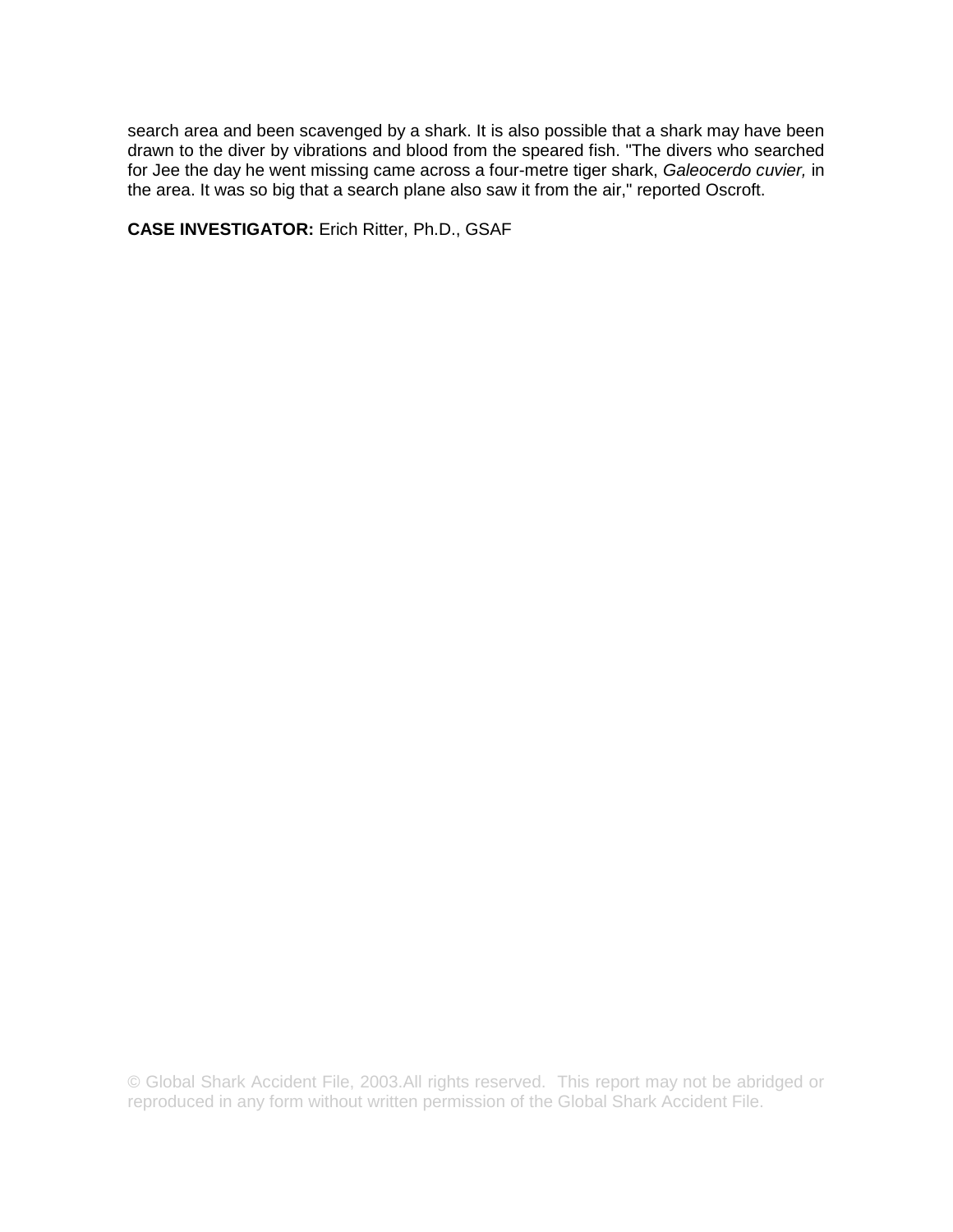search area and been scavenged by a shark. It is also possible that a shark may have been drawn to the diver by vibrations and blood from the speared fish. "The divers who searched for Jee the day he went missing came across a four-metre tiger shark, *Galeocerdo cuvier,* in the area. It was so big that a search plane also saw it from the air," reported Oscroft.

**CASE INVESTIGATOR:** Erich Ritter, Ph.D., GSAF

© Global Shark Accident File, 2003.All rights reserved. This report may not be abridged or reproduced in any form without written permission of the Global Shark Accident File.